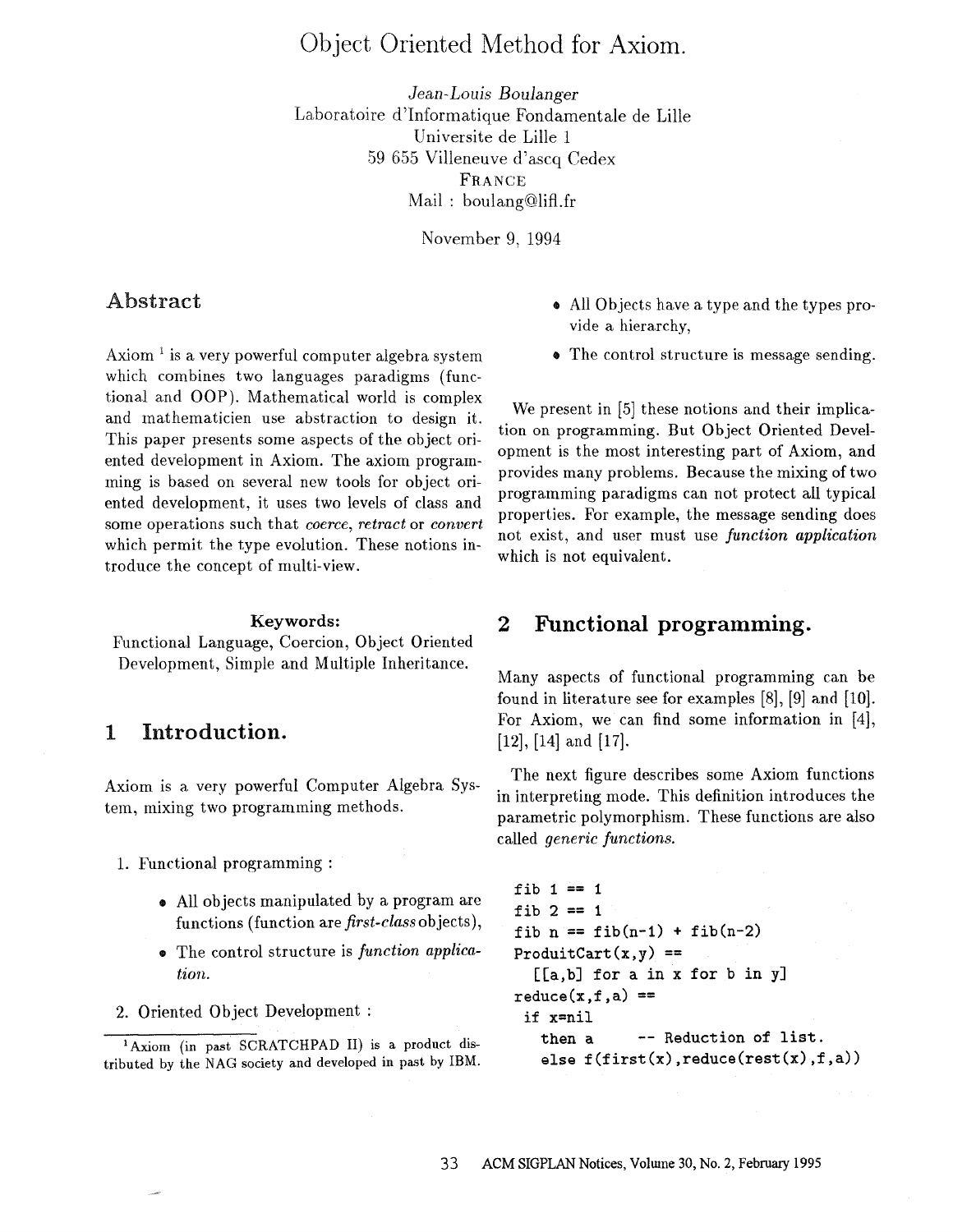# Object Oriented Method for Axiom.

*Jean-Louis Boulanger*
Laboratoire d'Informatique Fondamentale de Lille
Universite de Lille 1
59 655 Villeneuve d'ascq Cedex
FRANCE
Mail : boulang@lifl.fr

November 9, 1994

## Abstract

Axiom [1] is a very powerful computer algebra system which combines two languages paradigms (functional and OOP). Mathematical world is complex and mathematicien use abstraction to design it. This paper presents some aspects of the object oriented development in Axiom. The axiom programming is based on several new tools for object oriented development, it uses two levels of class and some operations such that *coerce*, *retract* or *convert* which permit the type evolution. These notions introduce the concept of multi-view.

**Keywords:**
Functional Language, Coercion, Object Oriented Development, Simple and Multiple Inheritance.

## 1 Introduction.

Axiom is a very powerful Computer Algebra System, mixing two programming methods.

1. Functional programming :
   - All objects manipulated by a program are functions (function are *first-class* objects),
   - The control structure is *function application.*
2. Oriented Object Development :
   - All Objects have a type and the types provide a hierarchy,
   - The control structure is message sending.

We present in [5] these notions and their implication on programming. But Object Oriented Development is the most interesting part of Axiom, and provides many problems. Because the mixing of two programming paradigms can not protect all typical properties. For example, the message sending does not exist, and user must use *function application* which is not equivalent.

## 2 Functional programming.

Many aspects of functional programming can be found in literature see for examples [8], [9] and [10]. For Axiom, we can find some information in [4], [12], [14] and [17].

The next figure describes some Axiom functions in interpreting mode. This definition introduces the parametric polymorphism. These functions are also called *generic functions.*

```
fib 1 == 1
fib 2 == 1
fib n == fib(n-1) + fib(n-2)
ProduitCart(x,y) ==
  [[a,b] for a in x for b in y]
reduce(x,f,a) ==
 if x=nil
   then a      -- Reduction of list.
   else f(first(x),reduce(rest(x),f,a))
```

[1] Axiom (in past SCRATCHPAD II) is a product distributed by the NAG society and developed in past by IBM.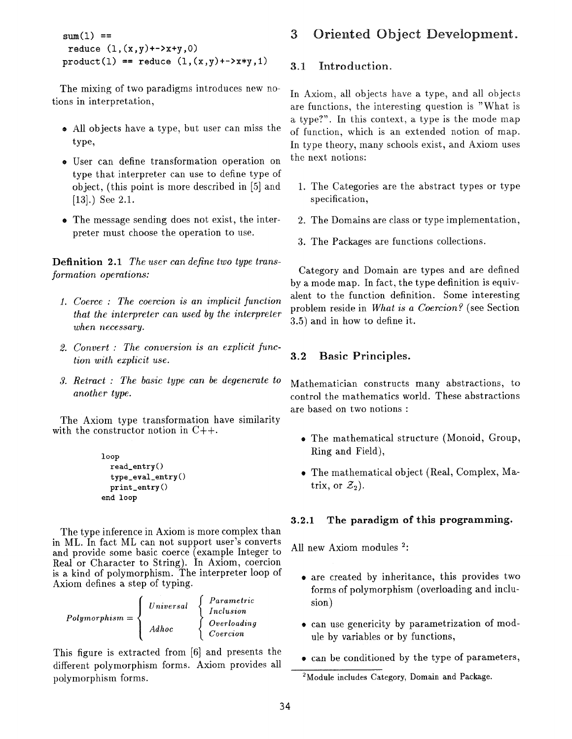```
sum(l) ==
 reduce (l,(x,y)+->x+y,0)
product(l) == reduce (l,(x,y)+->x*y,1)
```

The mixing of two paradigms introduces new notions in interpretation,

- All objects have a type, but user can miss the type,
- User can define transformation operation on type that interpreter can use to define type of object, (this point is more described in [5] and [13].) See 2.1.
- The message sending does not exist, the interpreter must choose the operation to use.

**Definition 2.1** *The user can define two type transformation operations:*

1. *Coerce : The coercion is an implicit function that the interpreter can used by the interpreter when necessary.*
2. *Convert : The conversion is an explicit function with explicit use.*
3. *Retract : The basic type can be degenerate to another type.*

The Axiom type transformation have similarity with the constructor notion in C++.

```
loop
  read_entry()
  type_eval_entry()
  print_entry()
end loop
```

The type inference in Axiom is more complex than in ML. In fact ML can not support user's converts and provide some basic coerce (example Integer to Real or Character to String). In Axiom, coercion is a kind of polymorphism. The interpreter loop of Axiom defines a step of typing.

$$Polymorphism = \begin{cases} Universal & \begin{cases} Parametric \\ Inclusion \end{cases} \\ Adhoc & \begin{cases} Overloading \\ Coercion \end{cases} \end{cases}$$

This figure is extracted from [6] and presents the different polymorphism forms. Axiom provides all polymorphism forms.

# 3 Oriented Object Development.

## 3.1 Introduction.

In Axiom, all objects have a type, and all objects are functions, the interesting question is "What is a type?". In this context, a type is the mode map of function, which is an extended notion of map. In type theory, many schools exist, and Axiom uses the next notions:

1. The Categories are the abstract types or type specification,
2. The Domains are class or type implementation,
3. The Packages are functions collections.

Category and Domain are types and are defined by a mode map. In fact, the type definition is equivalent to the function definition. Some interesting problem reside in *What is a Coercion?* (see Section 3.5) and in how to define it.

## 3.2 Basic Principles.

Mathematician constructs many abstractions, to control the mathematics world. These abstractions are based on two notions :

- The mathematical structure (Monoid, Group, Ring and Field),
- The mathematical object (Real, Complex, Matrix, or $\mathcal{Z}_2$).

### 3.2.1 The paradigm of this programming.

All new Axiom modules [2]:

- are created by inheritance, this provides two forms of polymorphism (overloading and inclusion)
- can use genericity by parametrization of module by variables or by functions,
- can be conditioned by the type of parameters,

[2] Module includes Category, Domain and Package.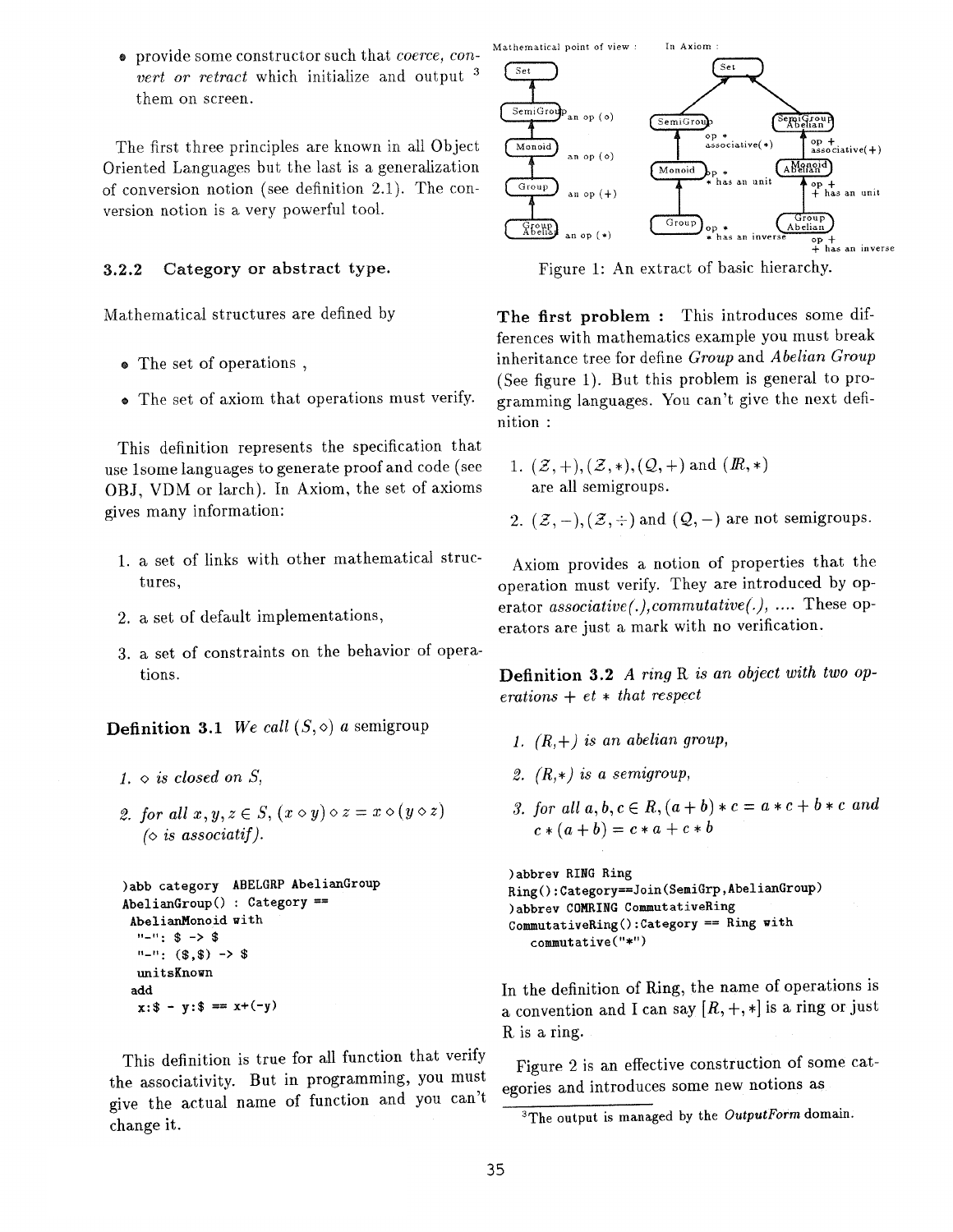- provide some constructor such that *coerce, convert or retract* which initialize and output [3] them on screen.

The first three principles are known in all Object Oriented Languages but the last is a generalization of conversion notion (see definition 2.1). The conversion notion is a very powerful tool.

### 3.2.2 Category or abstract type.

Mathematical structures are defined by

- The set of operations ,
- The set of axiom that operations must verify.

This definition represents the specification that use 1some languages to generate proof and code (see OBJ, VDM or larch). In Axiom, the set of axioms gives many information:

1. a set of links with other mathematical structures,
2. a set of default implementations,
3. a set of constraints on the behavior of operations.

**Definition 3.1** *We call* $(S, \circ)$ *a* semigroup

1. $\circ$ *is closed on* $S$,
2. *for all* $x, y, z \in S$, $(x \circ y) \circ z = x \circ (y \circ z)$ *($\circ$ is associatif).*

```
)abb category  ABELGRP AbelianGroup
AbelianGroup() : Category ==
 AbelianMonoid with
  "-": $ -> $
  "-": ($,$) -> $
  unitsKnown
 add
  x:$ - y:$ == x+(-y)
```

This definition is true for all function that verify the associativity. But in programming, you must give the actual name of function and you can't change it.

Mathematical point of view : Set → SemiGroup (an op (o)) → Monoid (an op (o)) → Group (an op (+)) → Group Abelian (an op (*))

In Axiom : Set → SemiGroup (op *, associative(*)) → Monoid (op *, * has an unit) → Group (op *, * has an inverse); Set → SemiGroup Abelian (op +, associative(+)) → Monoid Abelian (op +, + has an unit) → Group Abelian (op +, + has an inverse)

Figure 1: An extract of basic hierarchy.

**The first problem :** This introduces some differences with mathematics example you must break inheritance tree for define *Group* and *Abelian Group* (See figure 1). But this problem is general to programming languages. You can't give the next definition :

1. $(\mathbb{Z}, +), (\mathbb{Z}, *), (\mathbb{Q}, +)$ and $(\mathbb{R}, *)$ are all semigroups.
2. $(\mathbb{Z}, -), (\mathbb{Z}, \div)$ and $(\mathbb{Q}, -)$ are not semigroups.

Axiom provides a notion of properties that the operation must verify. They are introduced by operator *associative(.),commutative(.), ....* These operators are just a mark with no verification.

**Definition 3.2** *A ring* R *is an object with two operations + et * that respect*

1. *(R,+) is an abelian group,*
2. *(R,*) is a semigroup,*
3. *for all* $a, b, c \in R$, $(a + b) * c = a * c + b * c$ *and* $c * (a + b) = c * a + c * b$

```
)abbrev RING Ring
Ring():Category==Join(SemiGrp,AbelianGroup)
)abbrev COMRING CommutativeRing
CommutativeRing():Category == Ring with
   commutative("*")
```

In the definition of Ring, the name of operations is a convention and I can say $[R, +, *]$ is a ring or just R is a ring.

Figure 2 is an effective construction of some categories and introduces some new notions as

[3] The output is managed by the *OutputForm* domain.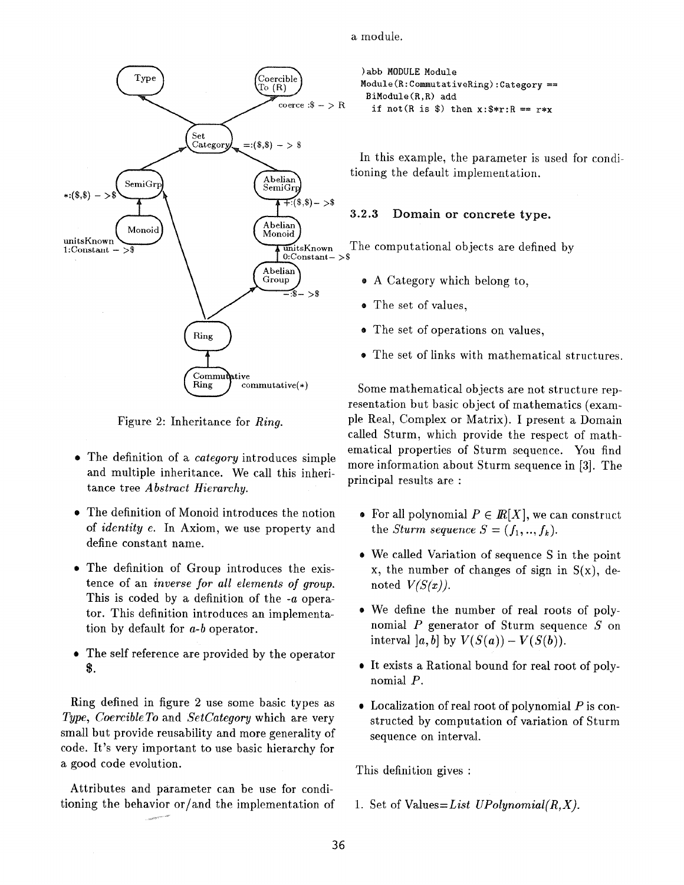Figure 2: Inheritance for *Ring*.

- The definition of a *category* introduces simple and multiple inheritance. We call this inheritance tree *Abstract Hierarchy*.
- The definition of Monoid introduces the notion of *identity e*. In Axiom, we use property and define constant name.
- The definition of Group introduces the existence of an *inverse for all elements of group*. This is coded by a definition of the *-a* operator. This definition introduces an implementation by default for *a-b* operator.
- The self reference are provided by the operator **$**.

Ring defined in figure 2 use some basic types as *Type*, *CoercibleTo* and *SetCategory* which are very small but provide reusability and more generality of code. It's very important to use basic hierarchy for a good code evolution.

Attributes and parameter can be use for conditioning the behavior or/and the implementation of a module.

```
)abb MODULE Module
Module(R:CommutativeRing):Category ==
  BiModule(R,R) add
   if not(R is $) then x:$*r:R == r*x
```

In this example, the parameter is used for conditioning the default implementation.

### 3.2.3 Domain or concrete type.

The computational objects are defined by

- A Category which belong to,
- The set of values,
- The set of operations on values,
- The set of links with mathematical structures.

Some mathematical objects are not structure representation but basic object of mathematics (example Real, Complex or Matrix). I present a Domain called Sturm, which provide the respect of mathematical properties of Sturm sequence. You find more information about Sturm sequence in [3]. The principal results are :

- For all polynomial $P \in \mathbb{R}[X]$, we can construct the *Sturm sequence* $S = (f_1, .., f_k)$.
- We called Variation of sequence S in the point x, the number of changes of sign in S(x), denoted *V(S(x))*.
- We define the number of real roots of polynomial $P$ generator of Sturm sequence $S$ on interval $]a, b]$ by $V(S(a)) - V(S(b))$.
- It exists a Rational bound for real root of polynomial $P$.
- Localization of real root of polynomial $P$ is constructed by computation of variation of Sturm sequence on interval.

This definition gives :

1. Set of Values=*List UPolynomial(R,X)*.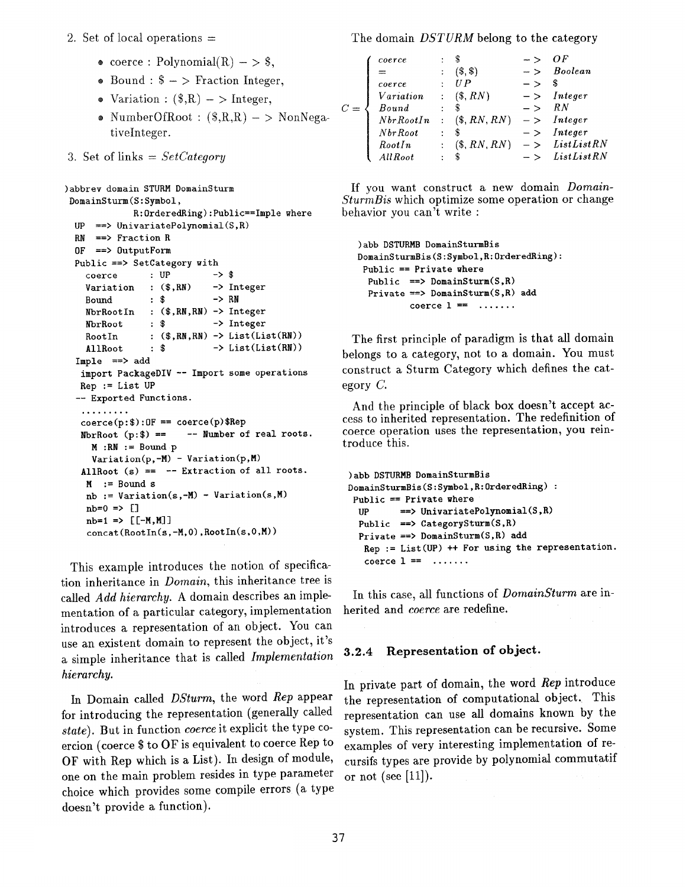2. Set of local operations =

   - coerce : Polynomial(R) − > $,
   - Bound : $ − > Fraction Integer,
   - Variation : ($,R) − > Integer,
   - NumberOfRoot : ($,R,R) − > NonNegativeInteger.

3. Set of links = *SetCategory*

```
)abbrev domain STURM DomainSturm
 DomainSturm(S:Symbol,
            R:OrderedRing):Public==Imple where
  UP  ==> UnivariatePolynomial(S,R)
  RN  ==> Fraction R
  OF  ==> OutputForm
  Public ==> SetCategory with
    coerce       : UP          -> $
    Variation    : ($,RN)      -> Integer
    Bound        : $           -> RN
    NbrRootIn    : ($,RN,RN) -> Integer
    NbrRoot      : $           -> Integer
    RootIn       : ($,RN,RN) -> List(List(RN))
    AllRoot      : $           -> List(List(RN))
  Imple  ==> add
   import PackageDIV -- Import some operations
   Rep := List UP
   -- Exported Functions.
   .........
   coerce(p:$):OF == coerce(p)$Rep
   NbrRoot (p:$) ==    -- Number of real roots.
     M :RN := Bound p
     Variation(p,-M) - Variation(p,M)
   AllRoot (s) ==  -- Extraction of all roots.
     M  := Bound s
     nb := Variation(s,-M) - Variation(s,M)
     nb=0 => []
     nb=1 => [[-M,M]]
     concat(RootIn(s,-M,0),RootIn(s,0,M))
```

This example introduces the notion of specification inheritance in *Domain*, this inheritance tree is called *Add hierarchy*. A domain describes an implementation of a particular category, implementation introduces a representation of an object. You can use an existent domain to represent the object, it's a simple inheritance that is called *Implementation hierarchy*.

In Domain called *DSturm*, the word *Rep* appear for introducing the representation (generally called *state*). But in function *coerce* it explicit the type coercion (coerce $ to OF is equivalent to coerce Rep to OF with Rep which is a List). In design of module, one on the main problem resides in type parameter choice which provides some compile errors (a type doesn't provide a function).

The domain *DSTURM* belong to the category

$$
C = \left\{
\begin{array}{llll}
coerce & : \$ & -> & OF \\
= & : (\$,\$) & -> & Boolean \\
coerce & : UP & -> & \$ \\
Variation & : (\$,RN) & -> & Integer \\
Bound & : \$ & -> & RN \\
NbrRootIn & : (\$,RN,RN) & -> & Integer \\
NbrRoot & : \$ & -> & Integer \\
RootIn & : (\$,RN,RN) & -> & ListListRN \\
AllRoot & : \$ & -> & ListListRN
\end{array}
\right.
$$

If you want construct a new domain *DomainSturmBis* which optimize some operation or change behavior you can't write :

```
)abb DSTURMB DomainSturmBis
DomainSturmBis(S:Symbol,R:OrderedRing):
  Public == Private where
   Public  ==> DomainSturm(S,R)
   Private ==> DomainSturm(S,R) add
          coerce 1 ==  .......
```

The first principle of paradigm is that all domain belongs to a category, not to a domain. You must construct a Sturm Category which defines the category *C*.

And the principle of black box doesn't accept access to inherited representation. The redefinition of coerce operation uses the representation, you reintroduce this.

```
)abb DSTURMB DomainSturmBis
DomainSturmBis(S:Symbol,R:OrderedRing) :
 Public == Private where
  UP      ==> UnivariatePolynomial(S,R)
  Public  ==> CategorySturm(S,R)
  Private ==> DomainSturm(S,R) add
   Rep := List(UP) ++ For using the representation.
   coerce 1 ==  .......
```

In this case, all functions of *DomainSturm* are inherited and *coerce* are redefine.

### 3.2.4 Representation of object.

In private part of domain, the word *Rep* introduce the representation of computational object. This representation can use all domains known by the system. This representation can be recursive. Some examples of very interesting implementation of recursifs types are provide by polynomial commutatif or not (see [11]).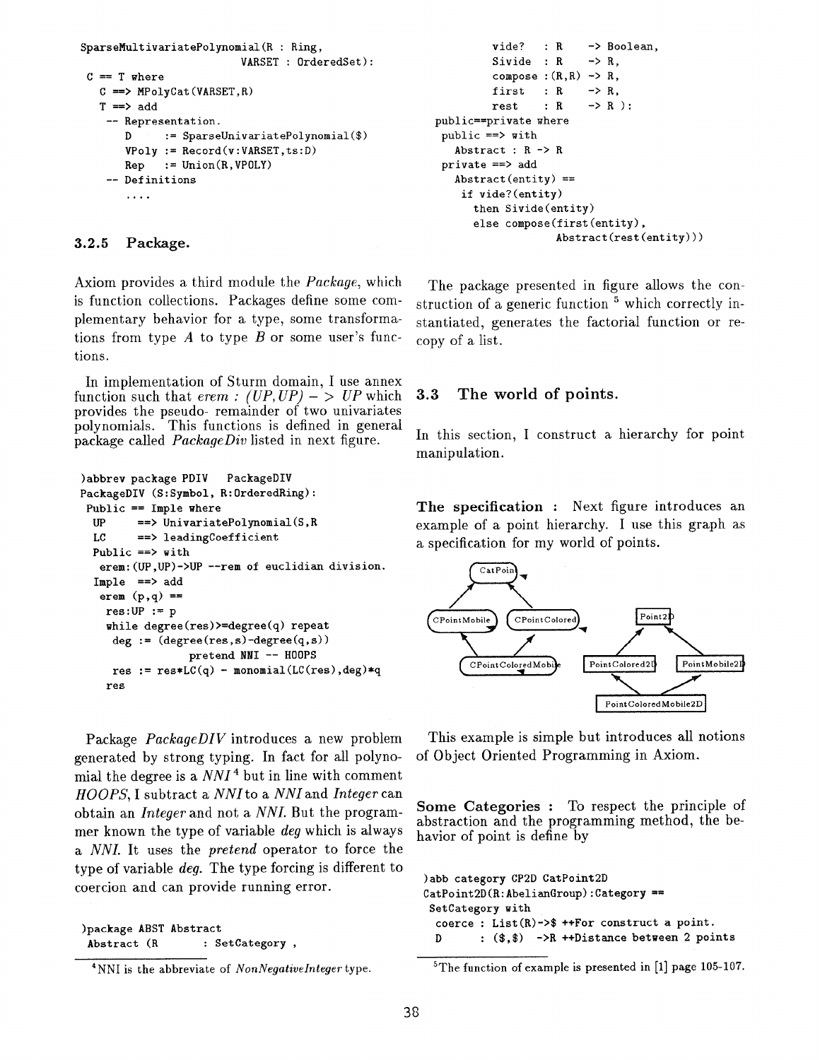```
SparseMultivariatePolynomial(R : Ring,
                            VARSET : OrderedSet):
  C == T where
    C ==> MPolyCat(VARSET,R)
    T ==> add
     -- Representation.
        D     := SparseUnivariatePolynomial($)
        VPoly := Record(v:VARSET,ts:D)
        Rep   := Union(R,VPOLY)
     -- Definitions
        ....
```

### 3.2.5 Package.

Axiom provides a third module the *Package*, which is function collections. Packages define some complementary behavior for a type, some transformations from type $A$ to type $B$ or some user's functions.

In implementation of Sturm domain, I use annex function such that *erem : (UP, UP) − > UP* which provides the pseudo- remainder of two univariates polynomials. This functions is defined in general package called *PackageDiv* listed in next figure.

```
)abbrev package PDIV   PackageDIV
PackageDIV (S:Symbol, R:OrderedRing):
 Public == Imple where
  UP      ==> UnivariatePolynomial(S,R
  LC      ==> leadingCoefficient
  Public ==> with
   erem:(UP,UP)->UP --rem of euclidian division.
  Imple  ==> add
   erem (p,q) ==
    res:UP := p
    while degree(res)>=degree(q) repeat
     deg := (degree(res,s)-degree(q,s))
                pretend NNI -- HOOPS
     res := res*LC(q) - monomial(LC(res),deg)*q
    res
```

Package *PackageDIV* introduces a new problem generated by strong typing. In fact for all polynomial the degree is a *NNI* [4] but in line with comment *HOOPS*, I subtract a *NNI* to a *NNI* and *Integer* can obtain an *Integer* and not a *NNI*. But the programmer known the type of variable *deg* which is always a *NNI*. It uses the *pretend* operator to force the type of variable *deg*. The type forcing is different to coercion and can provide running error.

```
)package ABST Abstract
 Abstract (R        : SetCategory ,
           vide?    : R      -> Boolean,
           Sivide   : R      -> R,
           compose  : (R,R)  -> R,
           first    : R      -> R,
           rest     : R      -> R ):
 public==private where
  public ==> with
    Abstract : R -> R
  private ==> add
    Abstract(entity) ==
     if vide?(entity)
       then Sivide(entity)
       else compose(first(entity),
                    Abstract(rest(entity)))
```

The package presented in figure allows the construction of a generic function [5] which correctly instantiated, generates the factorial function or recopy of a list.

## 3.3 The world of points.

In this section, I construct a hierarchy for point manipulation.

**The specification :** Next figure introduces an example of a point hierarchy. I use this graph as a specification for my world of points.

CatPoint, CPointMobile, CPointColored, CPointColoredMobile, Point2D, PointColored2D, PointMobile2D, PointColoredMobile2D

This example is simple but introduces all notions of Object Oriented Programming in Axiom.

**Some Categories :** To respect the principle of abstraction and the programming method, the behavior of point is define by

```
)abb category CP2D CatPoint2D
CatPoint2D(R:AbelianGroup):Category ==
 SetCategory with
  coerce : List(R)->$ ++For construct a point.
  D      : ($,$)  ->R ++Distance between 2 points
```

[4] NNI is the abbreviate of *NonNegativeInteger* type.

[5] The function of example is presented in [1] page 105-107.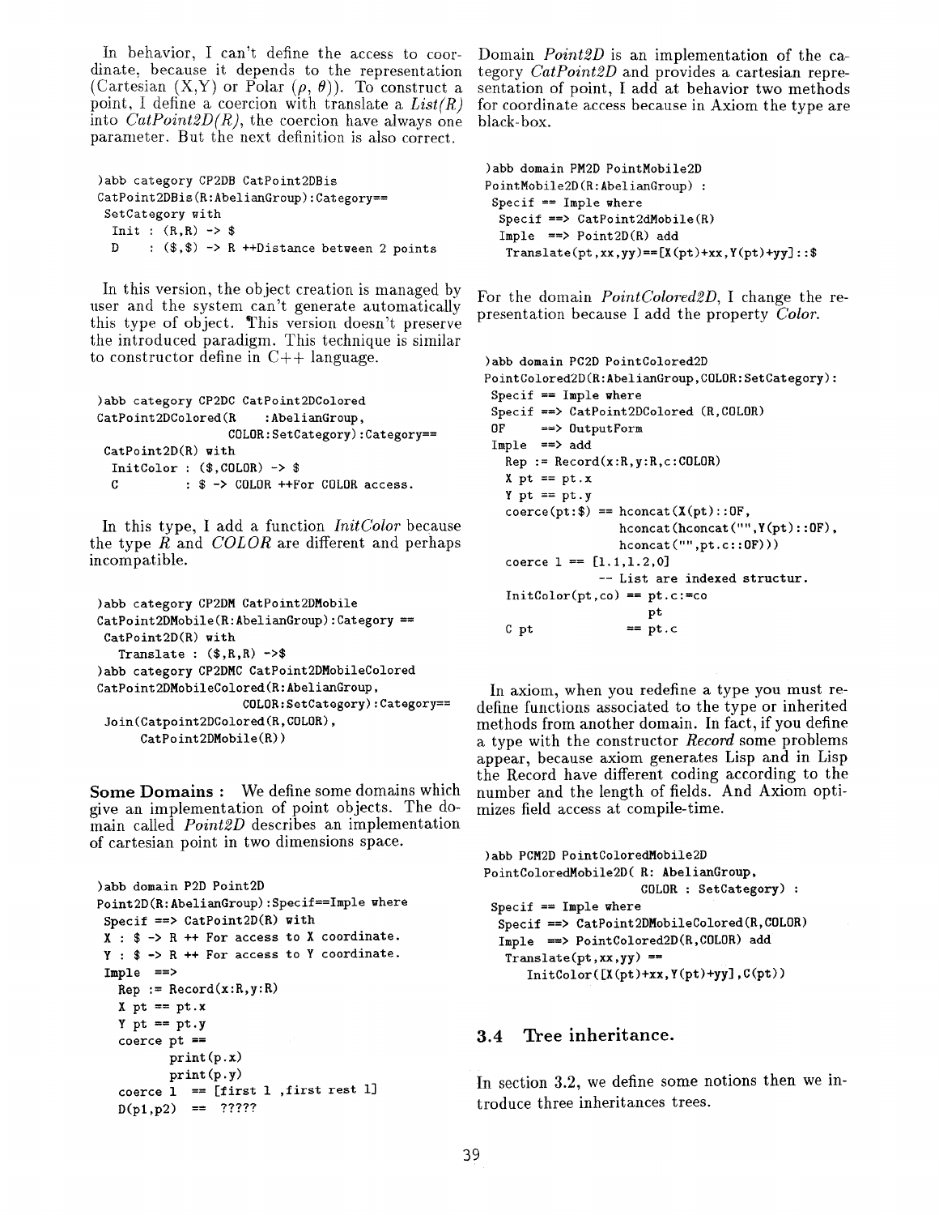In behavior, I can't define the access to coordinate, because it depends to the representation (Cartesian (X,Y) or Polar ($\rho$, $\theta$)). To construct a point, I define a coercion with translate a *List(R)* into *CatPoint2D(R)*, the coercion have always one parameter. But the next definition is also correct.

```
)abb category CP2DB CatPoint2DBis
CatPoint2DBis(R:AbelianGroup):Category==
 SetCategory with
  Init : (R,R) -> $
  D    : ($,$) -> R ++Distance between 2 points
```

In this version, the object creation is managed by user and the system can't generate automatically this type of object. This version doesn't preserve the introduced paradigm. This technique is similar to constructor define in C++ language.

```
)abb category CP2DC CatPoint2DColored
CatPoint2DColored(R    :AbelianGroup,
                  COLOR:SetCategory):Category==
 CatPoint2D(R) with
  InitColor : ($,COLOR) -> $
  C         : $ -> COLOR ++For COLOR access.
```

In this type, I add a function *InitColor* because the type *R* and *COLOR* are different and perhaps incompatible.

```
)abb category CP2DM CatPoint2DMobile
CatPoint2DMobile(R:AbelianGroup):Category ==
 CatPoint2D(R) with
   Translate : ($,R,R) ->$
)abb category CP2DMC CatPoint2DMobileColored
CatPoint2DMobileColored(R:AbelianGroup,
                   COLOR:SetCategory):Category==
 Join(Catpoint2DColored(R,COLOR),
      CatPoint2DMobile(R))
```

**Some Domains :** We define some domains which give an implementation of point objects. The domain called *Point2D* describes an implementation of cartesian point in two dimensions space.

```
)abb domain P2D Point2D
Point2D(R:AbelianGroup):Specif==Imple where
 Specif ==> CatPoint2D(R) with
 X : $ -> R ++ For access to X coordinate.
 Y : $ -> R ++ For access to Y coordinate.
 Imple  ==>
   Rep := Record(x:R,y:R)
   X pt == pt.x
   Y pt == pt.y
   coerce pt ==
          print(p.x)
          print(p.y)
   coerce l  == [first l ,first rest l]
   D(p1,p2)  ==  ?????
```

Domain *Point2D* is an implementation of the category *CatPoint2D* and provides a cartesian representation of point, I add at behavior two methods for coordinate access because in Axiom the type are black-box.

```
)abb domain PM2D PointMobile2D
PointMobile2D(R:AbelianGroup) :
 Specif == Imple where
  Specif ==> CatPoint2dMobile(R)
  Imple  ==> Point2D(R) add
   Translate(pt,xx,yy)==[X(pt)+xx,Y(pt)+yy]::$
```

For the domain *PointColored2D*, I change the representation because I add the property *Color*.

```
)abb domain PC2D PointColored2D
PointColored2D(R:AbelianGroup,COLOR:SetCategory):
 Specif == Imple where
 Specif ==> CatPoint2DColored (R,COLOR)
 OF     ==> OutputForm
 Imple  ==> add
   Rep := Record(x:R,y:R,c:COLOR)
   X pt == pt.x
   Y pt == pt.y
   coerce(pt:$) == hconcat(X(pt)::OF,
                  hconcat(hconcat("",Y(pt)::OF),
                  hconcat("",pt.c::OF)))
   coerce l == [l.1,l.2,0]
               -- List are indexed structur.
   InitColor(pt,co) == pt.c:=co
                       pt
   C pt             == pt.c
```

In axiom, when you redefine a type you must redefine functions associated to the type or inherited methods from another domain. In fact, if you define a type with the constructor *Record* some problems appear, because axiom generates Lisp and in Lisp the Record have different coding according to the number and the length of fields. And Axiom optimizes field access at compile-time.

```
)abb PCM2D PointColoredMobile2D
PointColoredMobile2D( R: AbelianGroup,
                      COLOR : SetCategory) :
 Specif == Imple where
  Specif ==> CatPoint2DMobileColored(R,COLOR)
  Imple  ==> PointColored2D(R,COLOR) add
   Translate(pt,xx,yy) ==
      InitColor([X(pt)+xx,Y(pt)+yy],C(pt))
```

## 3.4 Tree inheritance.

In section 3.2, we define some notions then we introduce three inheritances trees.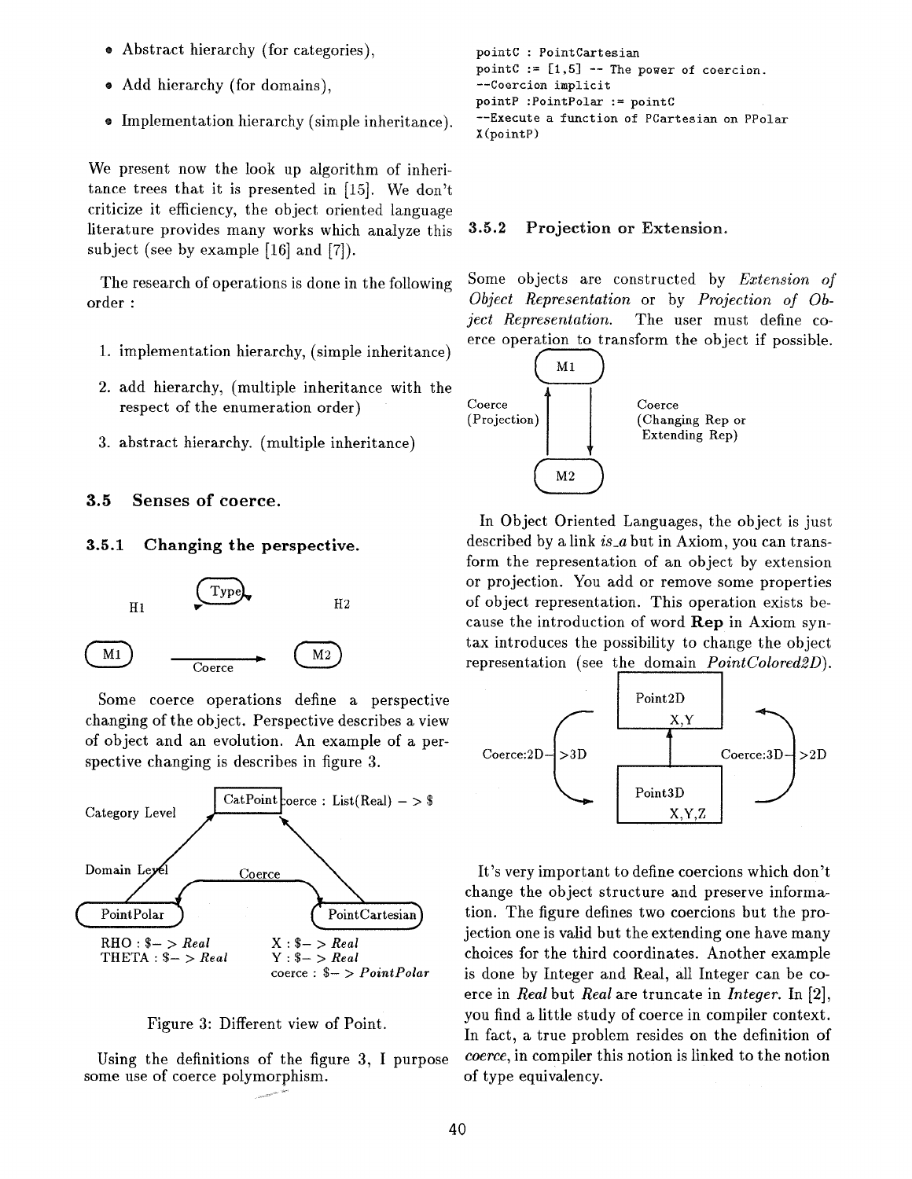- Abstract hierarchy (for categories),
- Add hierarchy (for domains),
- Implementation hierarchy (simple inheritance).

We present now the look up algorithm of inheritance trees that it is presented in [15]. We don't criticize it efficiency, the object oriented language literature provides many works which analyze this subject (see by example [16] and [7]).

The research of operations is done in the following order :

1. implementation hierarchy, (simple inheritance)
2. add hierarchy, (multiple inheritance with the respect of the enumeration order)
3. abstract hierarchy. (multiple inheritance)

## 3.5 Senses of coerce.

### 3.5.1 Changing the perspective.

H1 Type H2

M1 —Coerce→ M2

Some coerce operations define a perspective changing of the object. Perspective describes a view of object and an evolution. An example of a perspective changing is describes in figure 3.

Category Level — CatPoint coerce : List(Real) − > $

Domain Level — PointPolar —Coerce→ PointCartesian

RHO : $− > *Real*
THETA : $− > *Real*

X : $− > *Real*
Y : $− > *Real*
coerce : $− > *PointPolar*

Figure 3: Different view of Point.

Using the definitions of the figure 3, I purpose some use of coerce polymorphism.

```
pointC : PointCartesian
pointC := [1,5] -- The power of coercion.
--Coercion implicit
pointP :PointPolar := pointC
--Execute a function of PCartesian on PPolar
X(pointP)
```

### 3.5.2 Projection or Extension.

Some objects are constructed by *Extension of Object Representation* or by *Projection of Object Representation.* The user must define coerce operation to transform the object if possible.

M1 / M2 — Coerce (Projection) — Coerce (Changing Rep or Extending Rep)

In Object Oriented Languages, the object is just described by a link *is_a* but in Axiom, you can transform the representation of an object by extension or projection. You add or remove some properties of object representation. This operation exists because the introduction of word **Rep** in Axiom syntax introduces the possibility to change the object representation (see the domain *PointColored2D*).

Point2D X,Y — Point3D X,Y,Z — Coerce:2D−>3D — Coerce:3D−>2D

It's very important to define coercions which don't change the object structure and preserve information. The figure defines two coercions but the projection one is valid but the extending one have many choices for the third coordinates. Another example is done by Integer and Real, all Integer can be coerce in *Real* but *Real* are truncate in *Integer*. In [2], you find a little study of coerce in compiler context. In fact, a true problem resides on the definition of *coerce*, in compiler this notion is linked to the notion of type equivalency.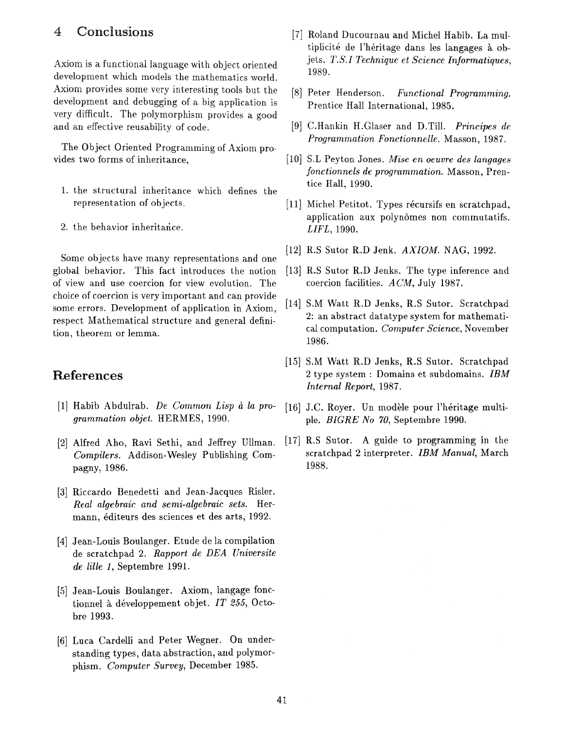## 4 Conclusions

Axiom is a functional language with object oriented development which models the mathematics world. Axiom provides some very interesting tools but the development and debugging of a big application is very difficult. The polymorphism provides a good and an effective reusability of code.

The Object Oriented Programming of Axiom provides two forms of inheritance,

1. the structural inheritance which defines the representation of objects.
2. the behavior inheritance.

Some objects have many representations and one global behavior. This fact introduces the notion of view and use coercion for view evolution. The choice of coercion is very important and can provide some errors. Development of application in Axiom, respect Mathematical structure and general definition, theorem or lemma.

## References

[1] Habib Abdulrab. *De Common Lisp à la programmation objet.* HERMES, 1990.

[2] Alfred Aho, Ravi Sethi, and Jeffrey Ullman. *Compilers.* Addison-Wesley Publishing Compagny, 1986.

[3] Riccardo Benedetti and Jean-Jacques Risler. *Real algebraic and semi-algebraic sets.* Hermann, éditeurs des sciences et des arts, 1992.

[4] Jean-Louis Boulanger. Etude de la compilation de scratchpad 2. *Rapport de DEA Universite de lille 1,* Septembre 1991.

[5] Jean-Louis Boulanger. Axiom, langage fonctionnel à développement objet. *IT 255,* Octobre 1993.

[6] Luca Cardelli and Peter Wegner. On understanding types, data abstraction, and polymorphism. *Computer Survey,* December 1985.

[7] Roland Ducournau and Michel Habib. La multiplicité de l'héritage dans les langages à objets. *T.S.I Technique et Science Informatiques,* 1989.

[8] Peter Henderson. *Functional Programming.* Prentice Hall International, 1985.

[9] C.Hankin H.Glaser and D.Till. *Principes de Programmation Fonctionnelle.* Masson, 1987.

[10] S.L Peyton Jones. *Mise en oeuvre des langages fonctionnels de programmation.* Masson, Prentice Hall, 1990.

[11] Michel Petitot. Types récursifs en scratchpad, application aux polynômes non commutatifs. *LIFL,* 1990.

[12] R.S Sutor R.D Jenk. *AXIOM.* NAG, 1992.

[13] R.S Sutor R.D Jenks. The type inference and coercion facilities. *ACM,* July 1987.

[14] S.M Watt R.D Jenks, R.S Sutor. Scratchpad 2: an abstract datatype system for mathematical computation. *Computer Science,* November 1986.

[15] S.M Watt R.D Jenks, R.S Sutor. Scratchpad 2 type system : Domains et subdomains. *IBM Internal Report,* 1987.

[16] J.C. Royer. Un modèle pour l'héritage multiple. *BIGRE No 70,* Septembre 1990.

[17] R.S Sutor. A guide to programming in the scratchpad 2 interpreter. *IBM Manual,* March 1988.